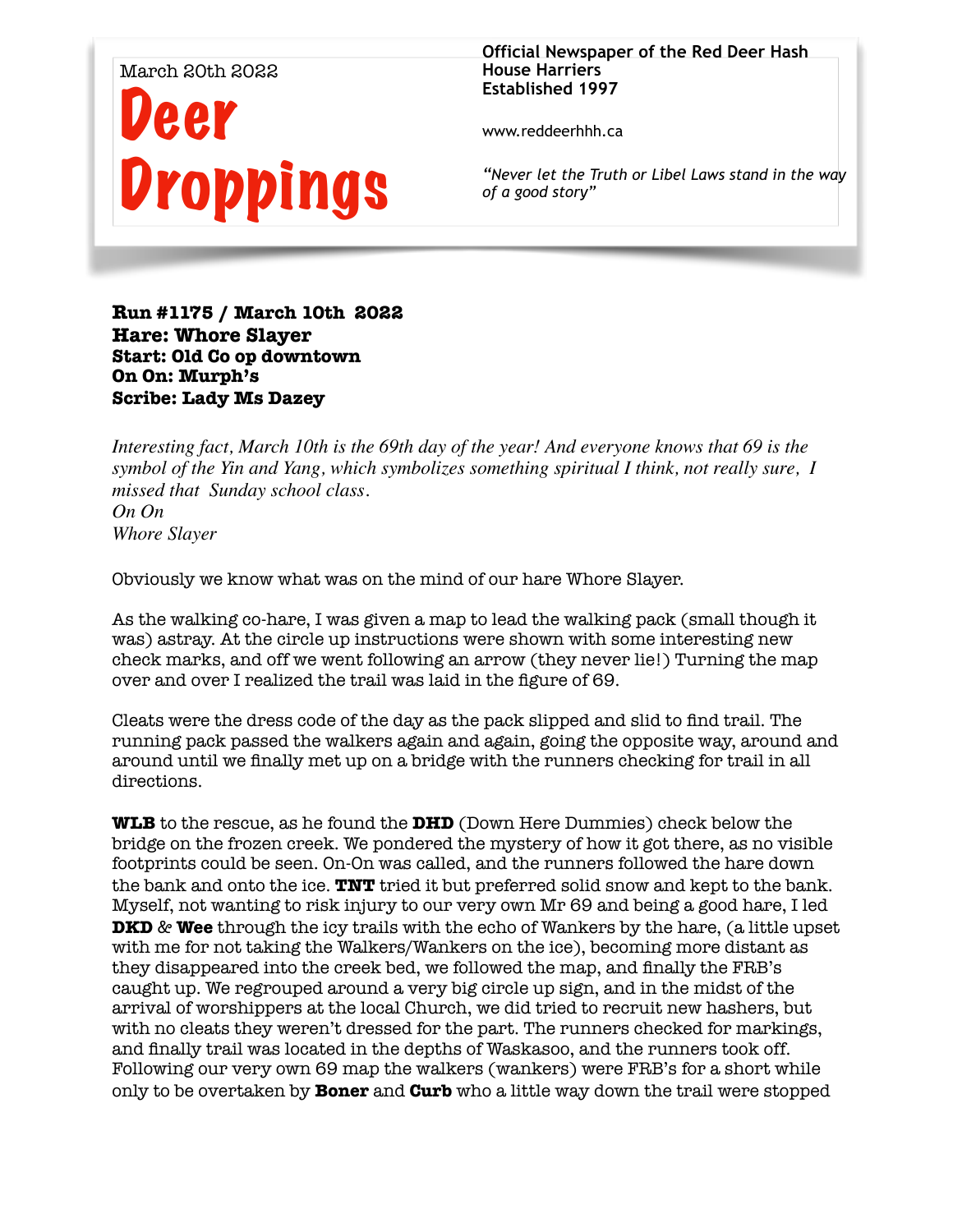March 20th 2022

# Deer Droppings

**Official Newspaper of the Red Deer Hash House Harriers**
**Established 1997**

www.reddeerhhh.ca

*"Never let the Truth or Libel Laws stand in the way of a good story"*

**Run #1175 / March 10th 2022**
**Hare: Whore Slayer**
**Start: Old Co op downtown**
**On On: Murph's**
**Scribe: Lady Ms Dazey**

*Interesting fact, March 10th is the 69th day of the year! And everyone knows that 69 is the symbol of the Yin and Yang, which symbolizes something spiritual I think, not really sure, I missed that Sunday school class.*
*On On*
*Whore Slayer*

Obviously we know what was on the mind of our hare Whore Slayer.

As the walking co-hare, I was given a map to lead the walking pack (small though it was) astray. At the circle up instructions were shown with some interesting new check marks, and off we went following an arrow (they never lie!) Turning the map over and over I realized the trail was laid in the figure of 69.

Cleats were the dress code of the day as the pack slipped and slid to find trail. The running pack passed the walkers again and again, going the opposite way, around and around until we finally met up on a bridge with the runners checking for trail in all directions.

**WLB** to the rescue, as he found the **DHD** (Down Here Dummies) check below the bridge on the frozen creek. We pondered the mystery of how it got there, as no visible footprints could be seen. On-On was called, and the runners followed the hare down the bank and onto the ice. **TNT** tried it but preferred solid snow and kept to the bank. Myself, not wanting to risk injury to our very own Mr 69 and being a good hare, I led **DKD** & **Wee** through the icy trails with the echo of Wankers by the hare, (a little upset with me for not taking the Walkers/Wankers on the ice), becoming more distant as they disappeared into the creek bed, we followed the map, and finally the FRB's caught up. We regrouped around a very big circle up sign, and in the midst of the arrival of worshippers at the local Church, we did tried to recruit new hashers, but with no cleats they weren't dressed for the part. The runners checked for markings, and finally trail was located in the depths of Waskasoo, and the runners took off. Following our very own 69 map the walkers (wankers) were FRB's for a short while only to be overtaken by **Boner** and **Curb** who a little way down the trail were stopped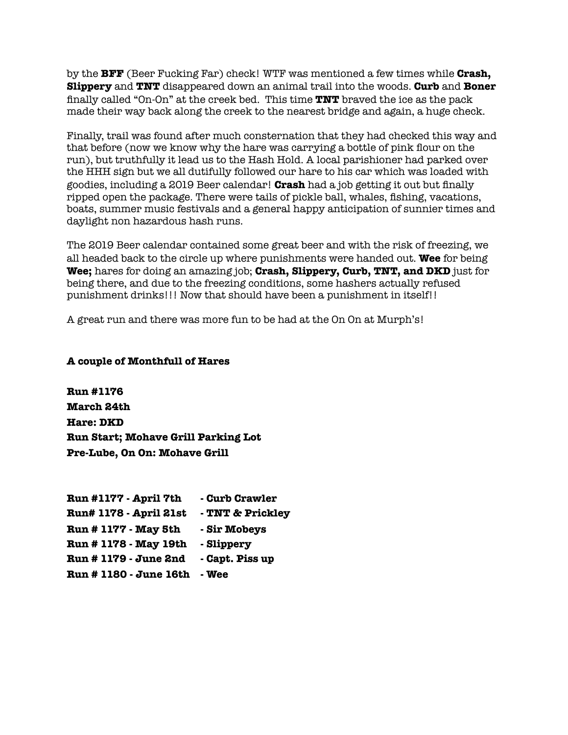by the **BFF** (Beer Fucking Far) check! WTF was mentioned a few times while **Crash, Slippery** and **TNT** disappeared down an animal trail into the woods. **Curb** and **Boner** finally called "On-On" at the creek bed. This time **TNT** braved the ice as the pack made their way back along the creek to the nearest bridge and again, a huge check.

Finally, trail was found after much consternation that they had checked this way and that before (now we know why the hare was carrying a bottle of pink flour on the run), but truthfully it lead us to the Hash Hold. A local parishioner had parked over the HHH sign but we all dutifully followed our hare to his car which was loaded with goodies, including a 2019 Beer calendar! **Crash** had a job getting it out but finally ripped open the package. There were tails of pickle ball, whales, fishing, vacations, boats, summer music festivals and a general happy anticipation of sunnier times and daylight non hazardous hash runs.

The 2019 Beer calendar contained some great beer and with the risk of freezing, we all headed back to the circle up where punishments were handed out. **Wee** for being **Wee;** hares for doing an amazing job; **Crash, Slippery, Curb, TNT, and DKD** just for being there, and due to the freezing conditions, some hashers actually refused punishment drinks!!! Now that should have been a punishment in itself!!

A great run and there was more fun to be had at the On On at Murph's!

**A couple of Monthfull of Hares**

**Run #1176**
**March 24th**
**Hare: DKD**
**Run Start; Mohave Grill Parking Lot**
**Pre-Lube, On On: Mohave Grill**

**Run #1177 - April 7th - Curb Crawler**
**Run# 1178 - April 21st - TNT & Prickley**
**Run # 1177 - May 5th - Sir Mobeys**
**Run # 1178 - May 19th - Slippery**
**Run # 1179 - June 2nd - Capt. Piss up**
**Run # 1180 - June 16th - Wee**